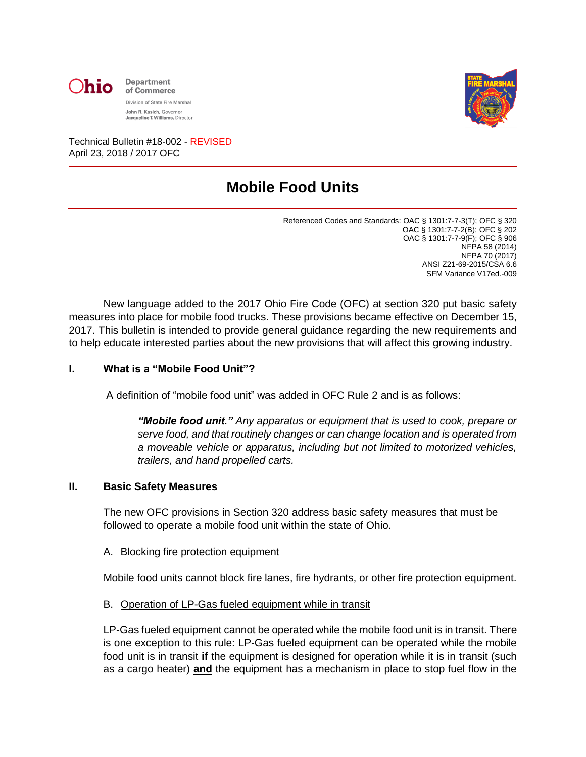Ohio Department of Commerce

Division of State Fire Marshal

John R. Kasich, Governor
Jacqueline T. Williams, Director

Technical Bulletin #18-002 - REVISED
April 23, 2018 / 2017 OFC

# Mobile Food Units

Referenced Codes and Standards: OAC § 1301:7-7-3(T); OFC § 320
OAC § 1301:7-7-2(B); OFC § 202
OAC § 1301:7-7-9(F); OFC § 906
NFPA 58 (2014)
NFPA 70 (2017)
ANSI Z21-69-2015/CSA 6.6
SFM Variance V17ed.-009

New language added to the 2017 Ohio Fire Code (OFC) at section 320 put basic safety measures into place for mobile food trucks. These provisions became effective on December 15, 2017. This bulletin is intended to provide general guidance regarding the new requirements and to help educate interested parties about the new provisions that will affect this growing industry.

## I. What is a "Mobile Food Unit"?

A definition of "mobile food unit" was added in OFC Rule 2 and is as follows:

> ***"Mobile food unit."*** *Any apparatus or equipment that is used to cook, prepare or serve food, and that routinely changes or can change location and is operated from a moveable vehicle or apparatus, including but not limited to motorized vehicles, trailers, and hand propelled carts.*

## II. Basic Safety Measures

The new OFC provisions in Section 320 address basic safety measures that must be followed to operate a mobile food unit within the state of Ohio.

A. Blocking fire protection equipment

Mobile food units cannot block fire lanes, fire hydrants, or other fire protection equipment.

B. Operation of LP-Gas fueled equipment while in transit

LP-Gas fueled equipment cannot be operated while the mobile food unit is in transit. There is one exception to this rule: LP-Gas fueled equipment can be operated while the mobile food unit is in transit **if** the equipment is designed for operation while it is in transit (such as a cargo heater) **and** the equipment has a mechanism in place to stop fuel flow in the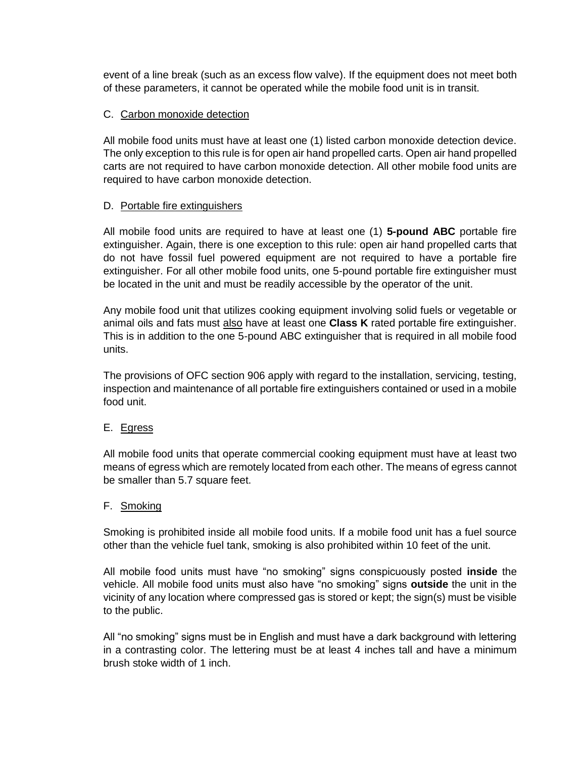event of a line break (such as an excess flow valve). If the equipment does not meet both of these parameters, it cannot be operated while the mobile food unit is in transit.

C. Carbon monoxide detection

All mobile food units must have at least one (1) listed carbon monoxide detection device. The only exception to this rule is for open air hand propelled carts. Open air hand propelled carts are not required to have carbon monoxide detection. All other mobile food units are required to have carbon monoxide detection.

D. Portable fire extinguishers

All mobile food units are required to have at least one (1) **5-pound ABC** portable fire extinguisher. Again, there is one exception to this rule: open air hand propelled carts that do not have fossil fuel powered equipment are not required to have a portable fire extinguisher. For all other mobile food units, one 5-pound portable fire extinguisher must be located in the unit and must be readily accessible by the operator of the unit.

Any mobile food unit that utilizes cooking equipment involving solid fuels or vegetable or animal oils and fats must also have at least one **Class K** rated portable fire extinguisher. This is in addition to the one 5-pound ABC extinguisher that is required in all mobile food units.

The provisions of OFC section 906 apply with regard to the installation, servicing, testing, inspection and maintenance of all portable fire extinguishers contained or used in a mobile food unit.

E. Egress

All mobile food units that operate commercial cooking equipment must have at least two means of egress which are remotely located from each other. The means of egress cannot be smaller than 5.7 square feet.

F. Smoking

Smoking is prohibited inside all mobile food units. If a mobile food unit has a fuel source other than the vehicle fuel tank, smoking is also prohibited within 10 feet of the unit.

All mobile food units must have "no smoking" signs conspicuously posted **inside** the vehicle. All mobile food units must also have "no smoking" signs **outside** the unit in the vicinity of any location where compressed gas is stored or kept; the sign(s) must be visible to the public.

All "no smoking" signs must be in English and must have a dark background with lettering in a contrasting color. The lettering must be at least 4 inches tall and have a minimum brush stoke width of 1 inch.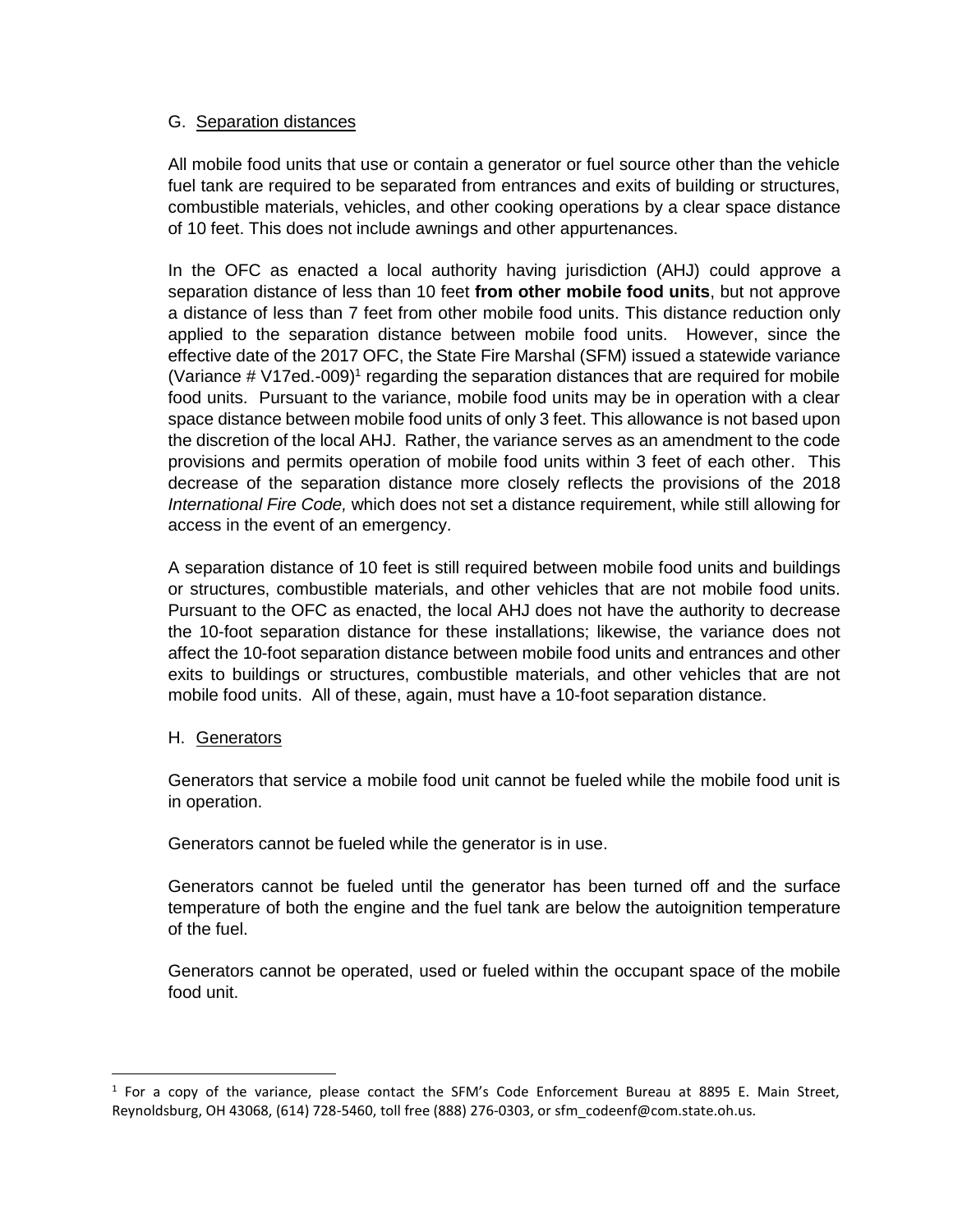G. Separation distances

All mobile food units that use or contain a generator or fuel source other than the vehicle fuel tank are required to be separated from entrances and exits of building or structures, combustible materials, vehicles, and other cooking operations by a clear space distance of 10 feet. This does not include awnings and other appurtenances.

In the OFC as enacted a local authority having jurisdiction (AHJ) could approve a separation distance of less than 10 feet **from other mobile food units**, but not approve a distance of less than 7 feet from other mobile food units. This distance reduction only applied to the separation distance between mobile food units. However, since the effective date of the 2017 OFC, the State Fire Marshal (SFM) issued a statewide variance (Variance # V17ed.-009)[1] regarding the separation distances that are required for mobile food units. Pursuant to the variance, mobile food units may be in operation with a clear space distance between mobile food units of only 3 feet. This allowance is not based upon the discretion of the local AHJ. Rather, the variance serves as an amendment to the code provisions and permits operation of mobile food units within 3 feet of each other. This decrease of the separation distance more closely reflects the provisions of the 2018 *International Fire Code,* which does not set a distance requirement, while still allowing for access in the event of an emergency.

A separation distance of 10 feet is still required between mobile food units and buildings or structures, combustible materials, and other vehicles that are not mobile food units. Pursuant to the OFC as enacted, the local AHJ does not have the authority to decrease the 10-foot separation distance for these installations; likewise, the variance does not affect the 10-foot separation distance between mobile food units and entrances and other exits to buildings or structures, combustible materials, and other vehicles that are not mobile food units. All of these, again, must have a 10-foot separation distance.

H. Generators

Generators that service a mobile food unit cannot be fueled while the mobile food unit is in operation.

Generators cannot be fueled while the generator is in use.

Generators cannot be fueled until the generator has been turned off and the surface temperature of both the engine and the fuel tank are below the autoignition temperature of the fuel.

Generators cannot be operated, used or fueled within the occupant space of the mobile food unit.

[1] For a copy of the variance, please contact the SFM's Code Enforcement Bureau at 8895 E. Main Street, Reynoldsburg, OH 43068, (614) 728-5460, toll free (888) 276-0303, or sfm_codeenf@com.state.oh.us.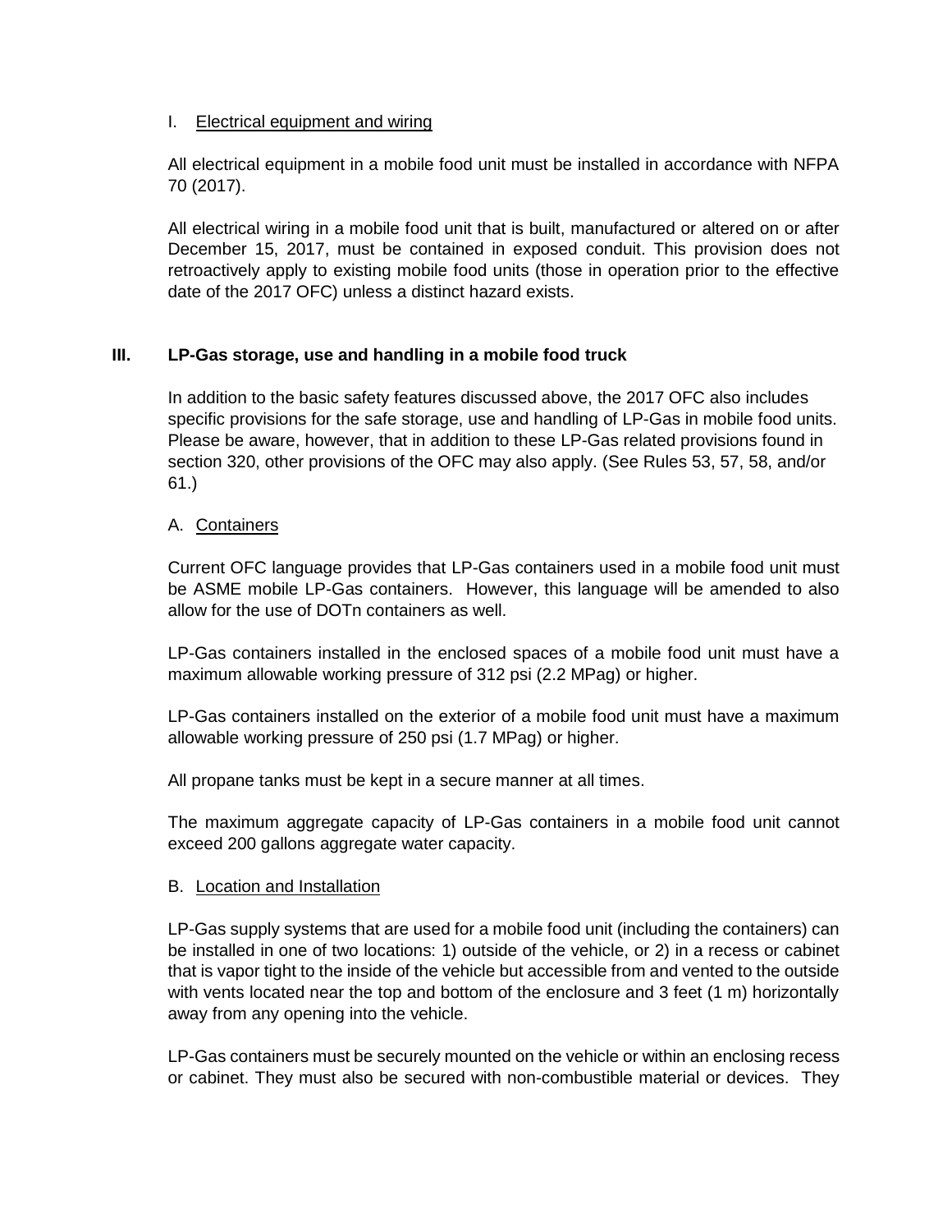I. Electrical equipment and wiring

All electrical equipment in a mobile food unit must be installed in accordance with NFPA 70 (2017).

All electrical wiring in a mobile food unit that is built, manufactured or altered on or after December 15, 2017, must be contained in exposed conduit. This provision does not retroactively apply to existing mobile food units (those in operation prior to the effective date of the 2017 OFC) unless a distinct hazard exists.

## III. LP-Gas storage, use and handling in a mobile food truck

In addition to the basic safety features discussed above, the 2017 OFC also includes specific provisions for the safe storage, use and handling of LP-Gas in mobile food units. Please be aware, however, that in addition to these LP-Gas related provisions found in section 320, other provisions of the OFC may also apply. (See Rules 53, 57, 58, and/or 61.)

A. Containers

Current OFC language provides that LP-Gas containers used in a mobile food unit must be ASME mobile LP-Gas containers. However, this language will be amended to also allow for the use of DOTn containers as well.

LP-Gas containers installed in the enclosed spaces of a mobile food unit must have a maximum allowable working pressure of 312 psi (2.2 MPag) or higher.

LP-Gas containers installed on the exterior of a mobile food unit must have a maximum allowable working pressure of 250 psi (1.7 MPag) or higher.

All propane tanks must be kept in a secure manner at all times.

The maximum aggregate capacity of LP-Gas containers in a mobile food unit cannot exceed 200 gallons aggregate water capacity.

B. Location and Installation

LP-Gas supply systems that are used for a mobile food unit (including the containers) can be installed in one of two locations: 1) outside of the vehicle, or 2) in a recess or cabinet that is vapor tight to the inside of the vehicle but accessible from and vented to the outside with vents located near the top and bottom of the enclosure and 3 feet (1 m) horizontally away from any opening into the vehicle.

LP-Gas containers must be securely mounted on the vehicle or within an enclosing recess or cabinet. They must also be secured with non-combustible material or devices. They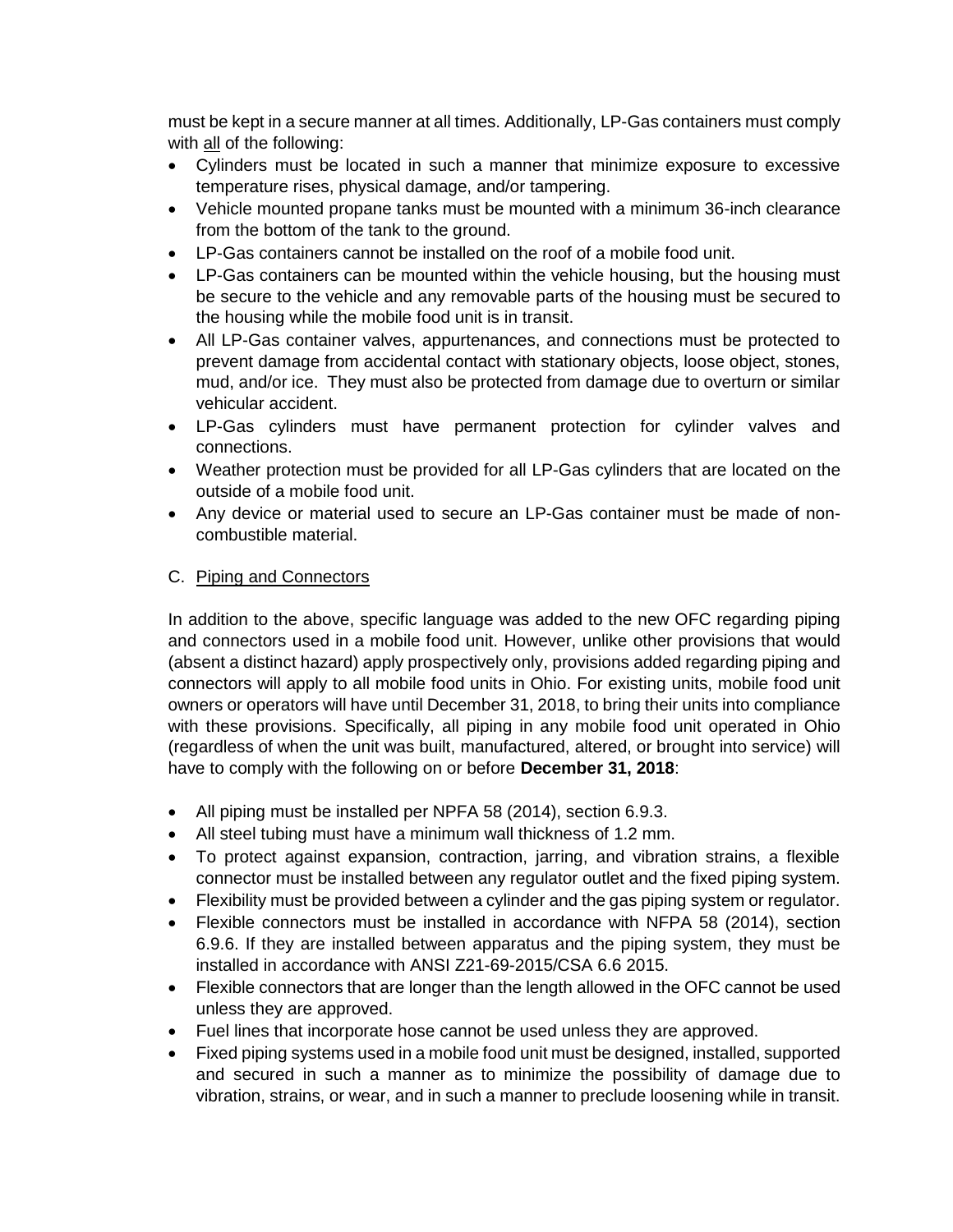must be kept in a secure manner at all times. Additionally, LP-Gas containers must comply with <u>all</u> of the following:

- Cylinders must be located in such a manner that minimize exposure to excessive temperature rises, physical damage, and/or tampering.
- Vehicle mounted propane tanks must be mounted with a minimum 36-inch clearance from the bottom of the tank to the ground.
- LP-Gas containers cannot be installed on the roof of a mobile food unit.
- LP-Gas containers can be mounted within the vehicle housing, but the housing must be secure to the vehicle and any removable parts of the housing must be secured to the housing while the mobile food unit is in transit.
- All LP-Gas container valves, appurtenances, and connections must be protected to prevent damage from accidental contact with stationary objects, loose object, stones, mud, and/or ice. They must also be protected from damage due to overturn or similar vehicular accident.
- LP-Gas cylinders must have permanent protection for cylinder valves and connections.
- Weather protection must be provided for all LP-Gas cylinders that are located on the outside of a mobile food unit.
- Any device or material used to secure an LP-Gas container must be made of non-combustible material.

C. <u>Piping and Connectors</u>

In addition to the above, specific language was added to the new OFC regarding piping and connectors used in a mobile food unit. However, unlike other provisions that would (absent a distinct hazard) apply prospectively only, provisions added regarding piping and connectors will apply to all mobile food units in Ohio. For existing units, mobile food unit owners or operators will have until December 31, 2018, to bring their units into compliance with these provisions. Specifically, all piping in any mobile food unit operated in Ohio (regardless of when the unit was built, manufactured, altered, or brought into service) will have to comply with the following on or before **December 31, 2018**:

- All piping must be installed per NPFA 58 (2014), section 6.9.3.
- All steel tubing must have a minimum wall thickness of 1.2 mm.
- To protect against expansion, contraction, jarring, and vibration strains, a flexible connector must be installed between any regulator outlet and the fixed piping system.
- Flexibility must be provided between a cylinder and the gas piping system or regulator.
- Flexible connectors must be installed in accordance with NFPA 58 (2014), section 6.9.6. If they are installed between apparatus and the piping system, they must be installed in accordance with ANSI Z21-69-2015/CSA 6.6 2015.
- Flexible connectors that are longer than the length allowed in the OFC cannot be used unless they are approved.
- Fuel lines that incorporate hose cannot be used unless they are approved.
- Fixed piping systems used in a mobile food unit must be designed, installed, supported and secured in such a manner as to minimize the possibility of damage due to vibration, strains, or wear, and in such a manner to preclude loosening while in transit.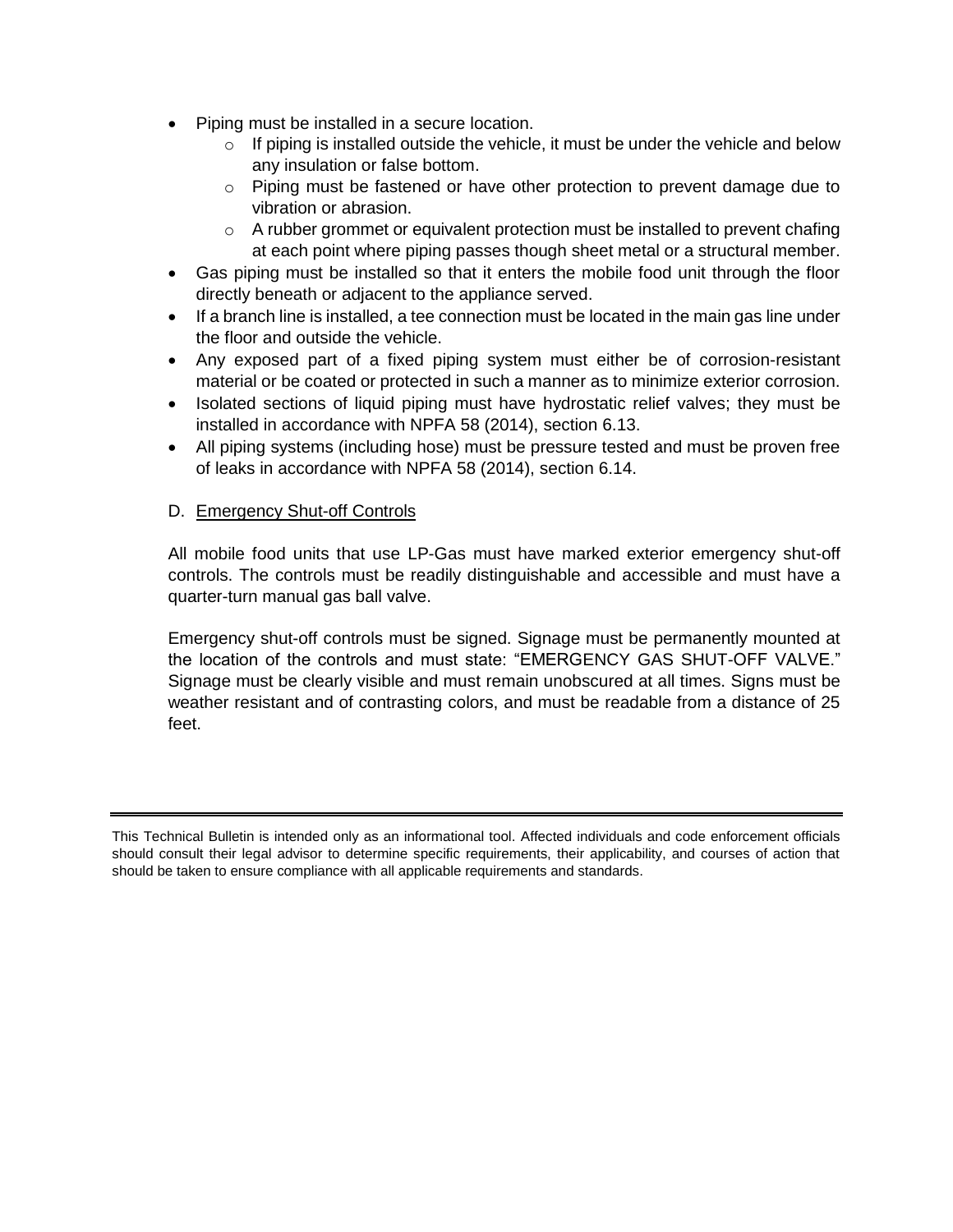- Piping must be installed in a secure location.
  - If piping is installed outside the vehicle, it must be under the vehicle and below any insulation or false bottom.
  - Piping must be fastened or have other protection to prevent damage due to vibration or abrasion.
  - A rubber grommet or equivalent protection must be installed to prevent chafing at each point where piping passes though sheet metal or a structural member.
- Gas piping must be installed so that it enters the mobile food unit through the floor directly beneath or adjacent to the appliance served.
- If a branch line is installed, a tee connection must be located in the main gas line under the floor and outside the vehicle.
- Any exposed part of a fixed piping system must either be of corrosion-resistant material or be coated or protected in such a manner as to minimize exterior corrosion.
- Isolated sections of liquid piping must have hydrostatic relief valves; they must be installed in accordance with NPFA 58 (2014), section 6.13.
- All piping systems (including hose) must be pressure tested and must be proven free of leaks in accordance with NPFA 58 (2014), section 6.14.

D. Emergency Shut-off Controls

All mobile food units that use LP-Gas must have marked exterior emergency shut-off controls. The controls must be readily distinguishable and accessible and must have a quarter-turn manual gas ball valve.

Emergency shut-off controls must be signed. Signage must be permanently mounted at the location of the controls and must state: "EMERGENCY GAS SHUT-OFF VALVE." Signage must be clearly visible and must remain unobscured at all times. Signs must be weather resistant and of contrasting colors, and must be readable from a distance of 25 feet.

---

This Technical Bulletin is intended only as an informational tool. Affected individuals and code enforcement officials should consult their legal advisor to determine specific requirements, their applicability, and courses of action that should be taken to ensure compliance with all applicable requirements and standards.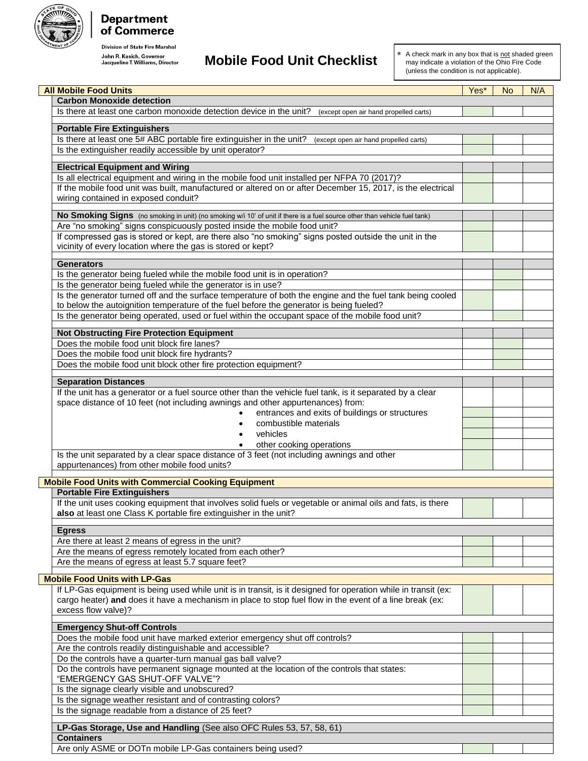Department of Commerce

Division of State Fire Marshal

John R. Kasich, Governor
Jacqueline T. Williams, Director

# Mobile Food Unit Checklist

\* A check mark in any box that is not shaded green may indicate a violation of the Ohio Fire Code (unless the condition is not applicable).

| All Mobile Food Units | Yes* | No | N/A |
|---|---|---|---|
| **Carbon Monoxide detection** | | | |
| Is there at least one carbon monoxide detection device in the unit? (except open air hand propelled carts) | | | |
| **Portable Fire Extinguishers** | | | |
| Is there at least one 5# ABC portable fire extinguisher in the unit? (except open air hand propelled carts) | | | |
| Is the extinguisher readily accessible by unit operator? | | | |
| **Electrical Equipment and Wiring** | | | |
| Is all electrical equipment and wiring in the mobile food unit installed per NFPA 70 (2017)? | | | |
| If the mobile food unit was built, manufactured or altered on or after December 15, 2017, is the electrical wiring contained in exposed conduit? | | | |
| **No Smoking Signs** (no smoking in unit) (no smoking w/i 10' of unit if there is a fuel source other than vehicle fuel tank) | | | |
| Are "no smoking" signs conspicuously posted inside the mobile food unit? | | | |
| If compressed gas is stored or kept, are there also "no smoking" signs posted outside the unit in the vicinity of every location where the gas is stored or kept? | | | |
| **Generators** | | | |
| Is the generator being fueled while the mobile food unit is in operation? | | | |
| Is the generator being fueled while the generator is in use? | | | |
| Is the generator turned off and the surface temperature of both the engine and the fuel tank being cooled to below the autoignition temperature of the fuel before the generator is being fueled? | | | |
| Is the generator being operated, used or fuel within the occupant space of the mobile food unit? | | | |
| **Not Obstructing Fire Protection Equipment** | | | |
| Does the mobile food unit block fire lanes? | | | |
| Does the mobile food unit block fire hydrants? | | | |
| Does the mobile food unit block other fire protection equipment? | | | |
| **Separation Distances** | | | |
| If the unit has a generator or a fuel source other than the vehicle fuel tank, is it separated by a clear space distance of 10 feet (not including awnings and other appurtenances) from: | | | |
| • entrances and exits of buildings or structures | | | |
| • combustible materials | | | |
| • vehicles | | | |
| • other cooking operations | | | |
| Is the unit separated by a clear space distance of 3 feet (not including awnings and other appurtenances) from other mobile food units? | | | |
| **Mobile Food Units with Commercial Cooking Equipment** | | | |
| **Portable Fire Extinguishers** | | | |
| If the unit uses cooking equipment that involves solid fuels or vegetable or animal oils and fats, is there **also** at least one Class K portable fire extinguisher in the unit? | | | |
| **Egress** | | | |
| Are there at least 2 means of egress in the unit? | | | |
| Are the means of egress remotely located from each other? | | | |
| Are the means of egress at least 5.7 square feet? | | | |
| **Mobile Food Units with LP-Gas** | | | |
| If LP-Gas equipment is being used while unit is in transit, is it designed for operation while in transit (ex: cargo heater) **and** does it have a mechanism in place to stop fuel flow in the event of a line break (ex: excess flow valve)? | | | |
| **Emergency Shut-off Controls** | | | |
| Does the mobile food unit have marked exterior emergency shut off controls? | | | |
| Are the controls readily distinguishable and accessible? | | | |
| Do the controls have a quarter-turn manual gas ball valve? | | | |
| Do the controls have permanent signage mounted at the location of the controls that states: "EMERGENCY GAS SHUT-OFF VALVE"? | | | |
| Is the signage clearly visible and unobscured? | | | |
| Is the signage weather resistant and of contrasting colors? | | | |
| Is the signage readable from a distance of 25 feet? | | | |
| **LP-Gas Storage, Use and Handling** (See also OFC Rules 53, 57, 58, 61) | | | |
| **Containers** | | | |
| Are only ASME or DOTn mobile LP-Gas containers being used? | | | |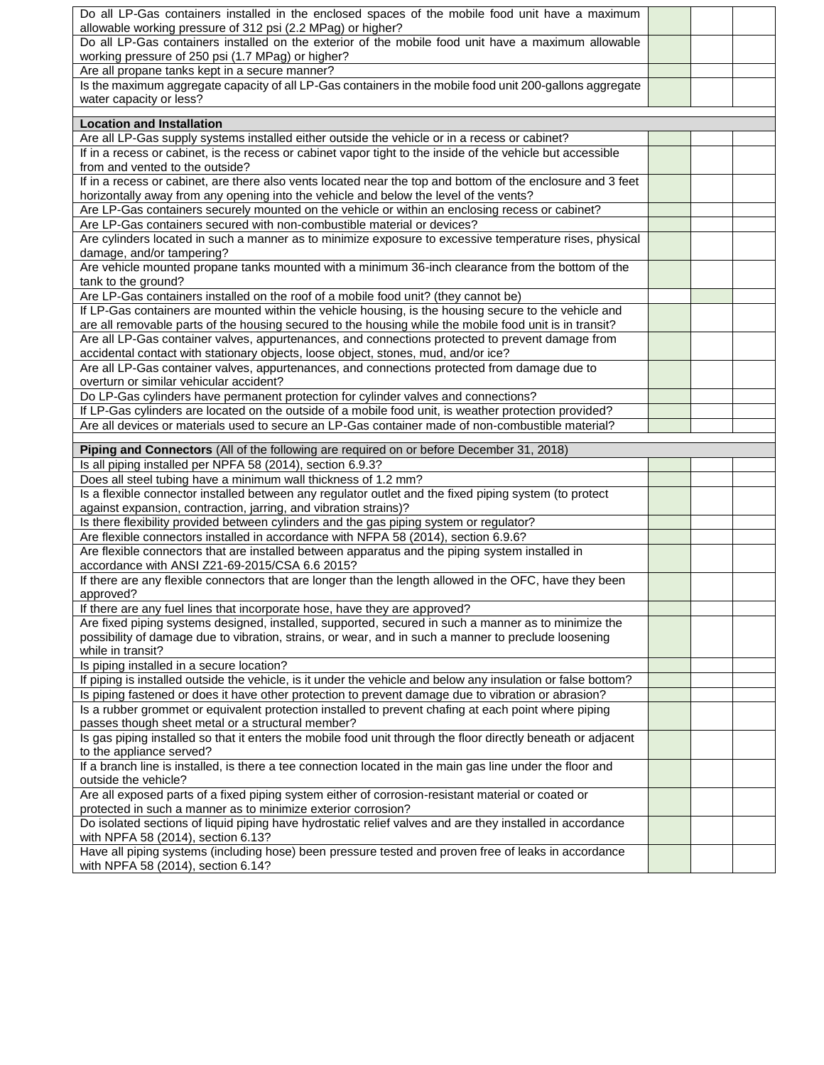| | | | |
|---|---|---|---|
| Do all LP-Gas containers installed in the enclosed spaces of the mobile food unit have a maximum allowable working pressure of 312 psi (2.2 MPag) or higher? | | | |
| Do all LP-Gas containers installed on the exterior of the mobile food unit have a maximum allowable working pressure of 250 psi (1.7 MPag) or higher? | | | |
| Are all propane tanks kept in a secure manner? | | | |
| Is the maximum aggregate capacity of all LP-Gas containers in the mobile food unit 200-gallons aggregate water capacity or less? | | | |
| | | | |
| **Location and Installation** | | | |
| Are all LP-Gas supply systems installed either outside the vehicle or in a recess or cabinet? | | | |
| If in a recess or cabinet, is the recess or cabinet vapor tight to the inside of the vehicle but accessible from and vented to the outside? | | | |
| If in a recess or cabinet, are there also vents located near the top and bottom of the enclosure and 3 feet horizontally away from any opening into the vehicle and below the level of the vents? | | | |
| Are LP-Gas containers securely mounted on the vehicle or within an enclosing recess or cabinet? | | | |
| Are LP-Gas containers secured with non-combustible material or devices? | | | |
| Are cylinders located in such a manner as to minimize exposure to excessive temperature rises, physical damage, and/or tampering? | | | |
| Are vehicle mounted propane tanks mounted with a minimum 36-inch clearance from the bottom of the tank to the ground? | | | |
| Are LP-Gas containers installed on the roof of a mobile food unit? (they cannot be) | | | |
| If LP-Gas containers are mounted within the vehicle housing, is the housing secure to the vehicle and are all removable parts of the housing secured to the housing while the mobile food unit is in transit? | | | |
| Are all LP-Gas container valves, appurtenances, and connections protected to prevent damage from accidental contact with stationary objects, loose object, stones, mud, and/or ice? | | | |
| Are all LP-Gas container valves, appurtenances, and connections protected from damage due to overturn or similar vehicular accident? | | | |
| Do LP-Gas cylinders have permanent protection for cylinder valves and connections? | | | |
| If LP-Gas cylinders are located on the outside of a mobile food unit, is weather protection provided? | | | |
| Are all devices or materials used to secure an LP-Gas container made of non-combustible material? | | | |
| | | | |
| **Piping and Connectors** (All of the following are required on or before December 31, 2018) | | | |
| Is all piping installed per NPFA 58 (2014), section 6.9.3? | | | |
| Does all steel tubing have a minimum wall thickness of 1.2 mm? | | | |
| Is a flexible connector installed between any regulator outlet and the fixed piping system (to protect against expansion, contraction, jarring, and vibration strains)? | | | |
| Is there flexibility provided between cylinders and the gas piping system or regulator? | | | |
| Are flexible connectors installed in accordance with NFPA 58 (2014), section 6.9.6? | | | |
| Are flexible connectors that are installed between apparatus and the piping system installed in accordance with ANSI Z21-69-2015/CSA 6.6 2015? | | | |
| If there are any flexible connectors that are longer than the length allowed in the OFC, have they been approved? | | | |
| If there are any fuel lines that incorporate hose, have they are approved? | | | |
| Are fixed piping systems designed, installed, supported, secured in such a manner as to minimize the possibility of damage due to vibration, strains, or wear, and in such a manner to preclude loosening while in transit? | | | |
| Is piping installed in a secure location? | | | |
| If piping is installed outside the vehicle, is it under the vehicle and below any insulation or false bottom? | | | |
| Is piping fastened or does it have other protection to prevent damage due to vibration or abrasion? | | | |
| Is a rubber grommet or equivalent protection installed to prevent chafing at each point where piping passes though sheet metal or a structural member? | | | |
| Is gas piping installed so that it enters the mobile food unit through the floor directly beneath or adjacent to the appliance served? | | | |
| If a branch line is installed, is there a tee connection located in the main gas line under the floor and outside the vehicle? | | | |
| Are all exposed parts of a fixed piping system either of corrosion-resistant material or coated or protected in such a manner as to minimize exterior corrosion? | | | |
| Do isolated sections of liquid piping have hydrostatic relief valves and are they installed in accordance with NPFA 58 (2014), section 6.13? | | | |
| Have all piping systems (including hose) been pressure tested and proven free of leaks in accordance with NPFA 58 (2014), section 6.14? | | | |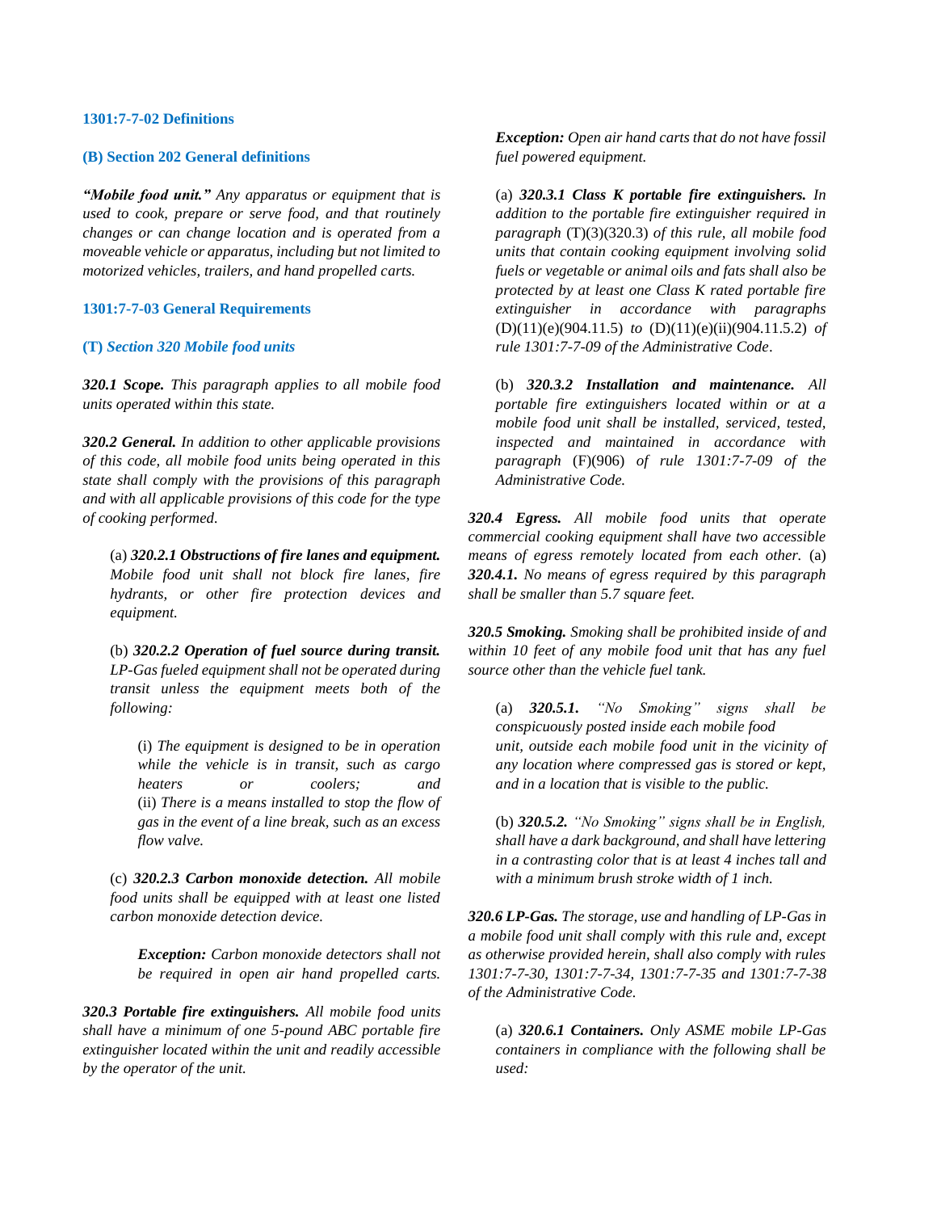### 1301:7-7-02 Definitions

### (B) Section 202 General definitions

***"Mobile food unit."*** *Any apparatus or equipment that is used to cook, prepare or serve food, and that routinely changes or can change location and is operated from a moveable vehicle or apparatus, including but not limited to motorized vehicles, trailers, and hand propelled carts.*

### 1301:7-7-03 General Requirements

### (T) *Section 320 Mobile food units*

***320.1 Scope.*** *This paragraph applies to all mobile food units operated within this state.*

***320.2 General.*** *In addition to other applicable provisions of this code, all mobile food units being operated in this state shall comply with the provisions of this paragraph and with all applicable provisions of this code for the type of cooking performed.*

(a) ***320.2.1 Obstructions of fire lanes and equipment.*** *Mobile food unit shall not block fire lanes, fire hydrants, or other fire protection devices and equipment.*

(b) ***320.2.2 Operation of fuel source during transit.*** *LP-Gas fueled equipment shall not be operated during transit unless the equipment meets both of the following:*

(i) *The equipment is designed to be in operation while the vehicle is in transit, such as cargo heaters or coolers; and*
(ii) *There is a means installed to stop the flow of gas in the event of a line break, such as an excess flow valve.*

(c) ***320.2.3 Carbon monoxide detection.*** *All mobile food units shall be equipped with at least one listed carbon monoxide detection device.*

***Exception:*** *Carbon monoxide detectors shall not be required in open air hand propelled carts.*

***320.3 Portable fire extinguishers.*** *All mobile food units shall have a minimum of one 5-pound ABC portable fire extinguisher located within the unit and readily accessible by the operator of the unit.*

***Exception:*** *Open air hand carts that do not have fossil fuel powered equipment.*

(a) ***320.3.1 Class K portable fire extinguishers.*** *In addition to the portable fire extinguisher required in paragraph* (T)(3)(320.3) *of this rule, all mobile food units that contain cooking equipment involving solid fuels or vegetable or animal oils and fats shall also be protected by at least one Class K rated portable fire extinguisher in accordance with paragraphs* (D)(11)(e)(904.11.5) *to* (D)(11)(e)(ii)(904.11.5.2) *of rule 1301:7-7-09 of the Administrative Code*.

(b) ***320.3.2 Installation and maintenance.*** *All portable fire extinguishers located within or at a mobile food unit shall be installed, serviced, tested, inspected and maintained in accordance with paragraph* (F)(906) *of rule 1301:7-7-09 of the Administrative Code.*

***320.4 Egress.*** *All mobile food units that operate commercial cooking equipment shall have two accessible means of egress remotely located from each other.* (a) ***320.4.1.*** *No means of egress required by this paragraph shall be smaller than 5.7 square feet.*

***320.5 Smoking.*** *Smoking shall be prohibited inside of and within 10 feet of any mobile food unit that has any fuel source other than the vehicle fuel tank.*

(a) ***320.5.1.*** *"No Smoking" signs shall be conspicuously posted inside each mobile food unit, outside each mobile food unit in the vicinity of any location where compressed gas is stored or kept, and in a location that is visible to the public.*

(b) ***320.5.2.*** *"No Smoking" signs shall be in English, shall have a dark background, and shall have lettering in a contrasting color that is at least 4 inches tall and with a minimum brush stroke width of 1 inch.*

***320.6 LP-Gas.*** *The storage, use and handling of LP-Gas in a mobile food unit shall comply with this rule and, except as otherwise provided herein, shall also comply with rules 1301:7-7-30, 1301:7-7-34, 1301:7-7-35 and 1301:7-7-38 of the Administrative Code.*

(a) ***320.6.1 Containers.*** *Only ASME mobile LP-Gas containers in compliance with the following shall be used:*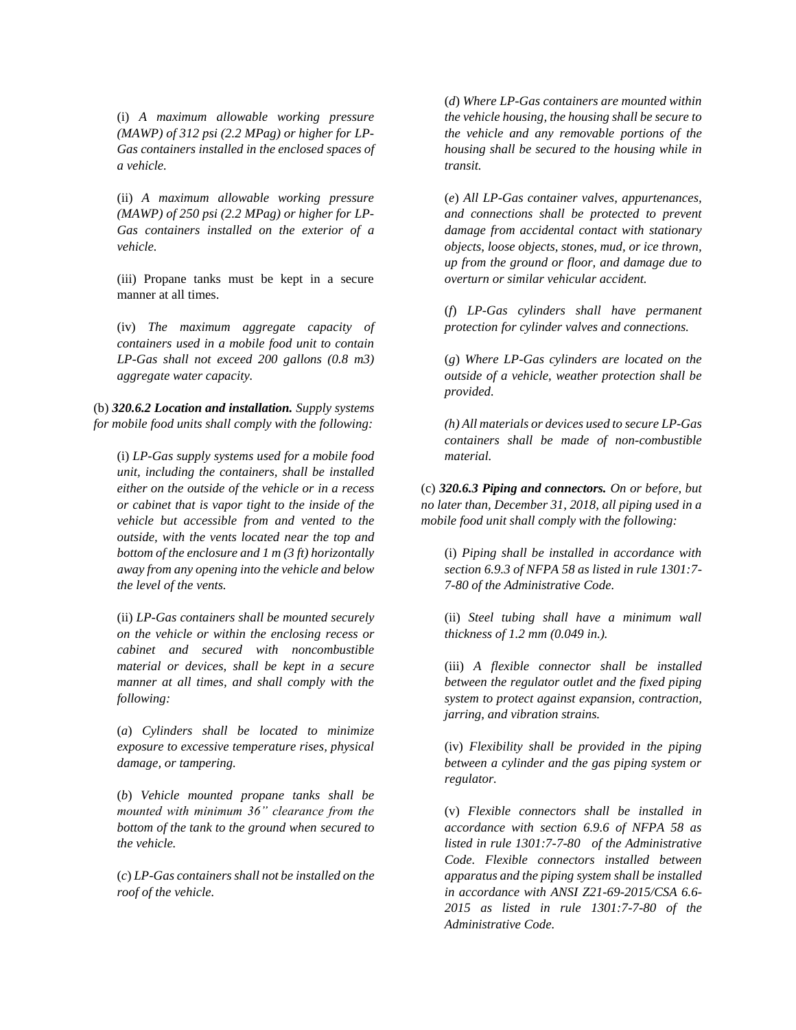(i) *A maximum allowable working pressure (MAWP) of 312 psi (2.2 MPag) or higher for LP-Gas containers installed in the enclosed spaces of a vehicle.*

(ii) *A maximum allowable working pressure (MAWP) of 250 psi (2.2 MPag) or higher for LP-Gas containers installed on the exterior of a vehicle.*

(iii) Propane tanks must be kept in a secure manner at all times.

(iv) *The maximum aggregate capacity of containers used in a mobile food unit to contain LP-Gas shall not exceed 200 gallons (0.8 m3) aggregate water capacity.*

(b) ***320.6.2 Location and installation.*** *Supply systems for mobile food units shall comply with the following:*

(i) *LP-Gas supply systems used for a mobile food unit, including the containers, shall be installed either on the outside of the vehicle or in a recess or cabinet that is vapor tight to the inside of the vehicle but accessible from and vented to the outside, with the vents located near the top and bottom of the enclosure and 1 m (3 ft) horizontally away from any opening into the vehicle and below the level of the vents.*

(ii) *LP-Gas containers shall be mounted securely on the vehicle or within the enclosing recess or cabinet and secured with noncombustible material or devices, shall be kept in a secure manner at all times, and shall comply with the following:*

(*a*) *Cylinders shall be located to minimize exposure to excessive temperature rises, physical damage, or tampering.*

(*b*) *Vehicle mounted propane tanks shall be mounted with minimum 36" clearance from the bottom of the tank to the ground when secured to the vehicle.*

(*c*) *LP-Gas containers shall not be installed on the roof of the vehicle.*

(*d*) *Where LP-Gas containers are mounted within the vehicle housing, the housing shall be secure to the vehicle and any removable portions of the housing shall be secured to the housing while in transit.*

(*e*) *All LP-Gas container valves, appurtenances, and connections shall be protected to prevent damage from accidental contact with stationary objects, loose objects, stones, mud, or ice thrown, up from the ground or floor, and damage due to overturn or similar vehicular accident.*

(*f*) *LP-Gas cylinders shall have permanent protection for cylinder valves and connections.*

(*g*) *Where LP-Gas cylinders are located on the outside of a vehicle, weather protection shall be provided.*

*(h) All materials or devices used to secure LP-Gas containers shall be made of non-combustible material.*

(c) ***320.6.3 Piping and connectors.*** *On or before, but no later than, December 31, 2018, all piping used in a mobile food unit shall comply with the following:*

(i) *Piping shall be installed in accordance with section 6.9.3 of NFPA 58 as listed in rule 1301:7-7-80 of the Administrative Code.*

(ii) *Steel tubing shall have a minimum wall thickness of 1.2 mm (0.049 in.).*

(iii) *A flexible connector shall be installed between the regulator outlet and the fixed piping system to protect against expansion, contraction, jarring, and vibration strains.*

(iv) *Flexibility shall be provided in the piping between a cylinder and the gas piping system or regulator.*

(v) *Flexible connectors shall be installed in accordance with section 6.9.6 of NFPA 58 as listed in rule 1301:7-7-80 of the Administrative Code. Flexible connectors installed between apparatus and the piping system shall be installed in accordance with ANSI Z21-69-2015/CSA 6.6-2015 as listed in rule 1301:7-7-80 of the Administrative Code.*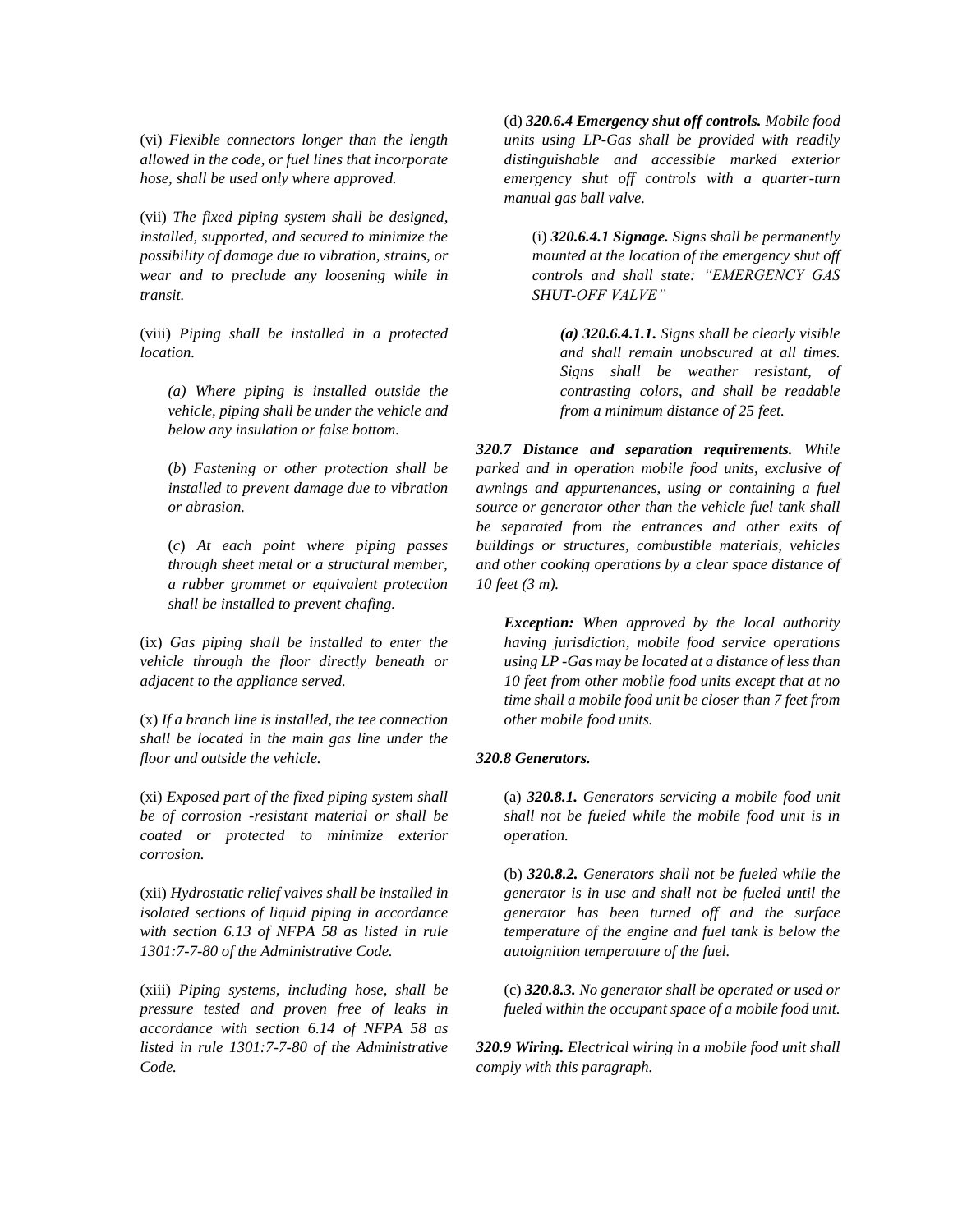(vi) *Flexible connectors longer than the length allowed in the code, or fuel lines that incorporate hose, shall be used only where approved.*

(vii) *The fixed piping system shall be designed, installed, supported, and secured to minimize the possibility of damage due to vibration, strains, or wear and to preclude any loosening while in transit.*

(viii) *Piping shall be installed in a protected location.*

> *(a) Where piping is installed outside the vehicle, piping shall be under the vehicle and below any insulation or false bottom.*
>
> (*b*) *Fastening or other protection shall be installed to prevent damage due to vibration or abrasion.*
>
> (*c*) *At each point where piping passes through sheet metal or a structural member, a rubber grommet or equivalent protection shall be installed to prevent chafing.*

(ix) *Gas piping shall be installed to enter the vehicle through the floor directly beneath or adjacent to the appliance served.*

(x) *If a branch line is installed, the tee connection shall be located in the main gas line under the floor and outside the vehicle.*

(xi) *Exposed part of the fixed piping system shall be of corrosion -resistant material or shall be coated or protected to minimize exterior corrosion.*

(xii) *Hydrostatic relief valves shall be installed in isolated sections of liquid piping in accordance with section 6.13 of NFPA 58 as listed in rule 1301:7-7-80 of the Administrative Code.*

(xiii) *Piping systems, including hose, shall be pressure tested and proven free of leaks in accordance with section 6.14 of NFPA 58 as listed in rule 1301:7-7-80 of the Administrative Code.*

(d) ***320.6.4 Emergency shut off controls.*** *Mobile food units using LP-Gas shall be provided with readily distinguishable and accessible marked exterior emergency shut off controls with a quarter-turn manual gas ball valve.*

> (i) ***320.6.4.1 Signage.*** *Signs shall be permanently mounted at the location of the emergency shut off controls and shall state: "EMERGENCY GAS SHUT-OFF VALVE"*
>
> > ***(a) 320.6.4.1.1.*** *Signs shall be clearly visible and shall remain unobscured at all times. Signs shall be weather resistant, of contrasting colors, and shall be readable from a minimum distance of 25 feet.*

***320.7 Distance and separation requirements.*** *While parked and in operation mobile food units, exclusive of awnings and appurtenances, using or containing a fuel source or generator other than the vehicle fuel tank shall be separated from the entrances and other exits of buildings or structures, combustible materials, vehicles and other cooking operations by a clear space distance of 10 feet (3 m).*

> ***Exception:*** *When approved by the local authority having jurisdiction, mobile food service operations using LP -Gas may be located at a distance of less than 10 feet from other mobile food units except that at no time shall a mobile food unit be closer than 7 feet from other mobile food units.*

***320.8 Generators.***

> (a) ***320.8.1.*** *Generators servicing a mobile food unit shall not be fueled while the mobile food unit is in operation.*
>
> (b) ***320.8.2.*** *Generators shall not be fueled while the generator is in use and shall not be fueled until the generator has been turned off and the surface temperature of the engine and fuel tank is below the autoignition temperature of the fuel.*
>
> (c) ***320.8.3.*** *No generator shall be operated or used or fueled within the occupant space of a mobile food unit.*

***320.9 Wiring.*** *Electrical wiring in a mobile food unit shall comply with this paragraph.*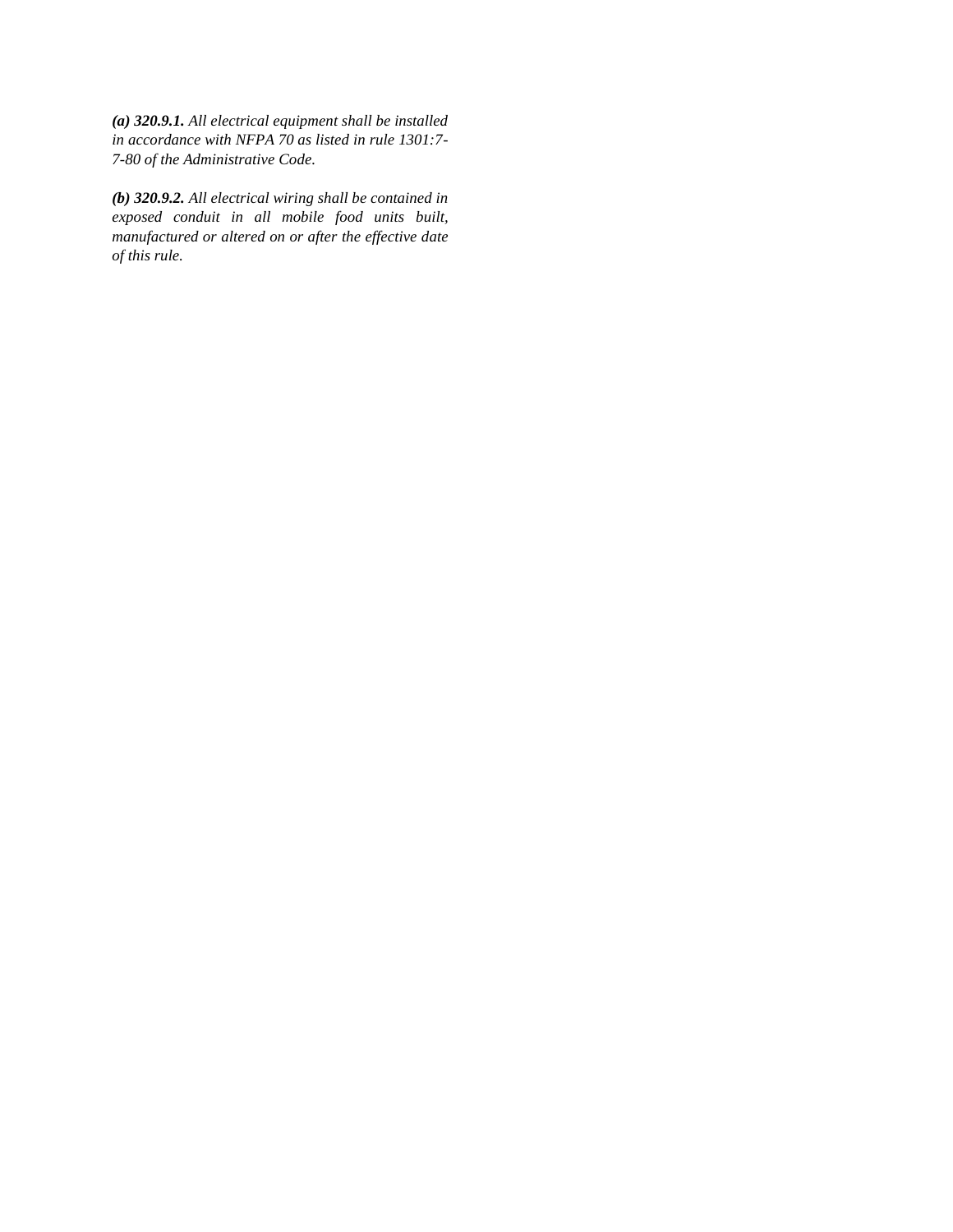***(a) 320.9.1.*** *All electrical equipment shall be installed in accordance with NFPA 70 as listed in rule 1301:7-7-80 of the Administrative Code.*

***(b) 320.9.2.*** *All electrical wiring shall be contained in exposed conduit in all mobile food units built, manufactured or altered on or after the effective date of this rule.*